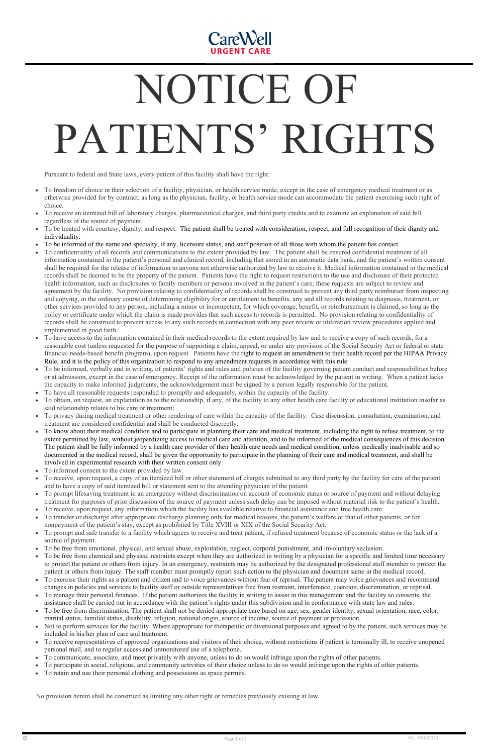CareWell
URGENT CARE

# NOTICE OF PATIENTS' RIGHTS

Pursuant to federal and State laws, every patient of this facility shall have the right:

- To freedom of choice in their selection of a facility, physician, or health service mode, except in the case of emergency medical treatment or as otherwise provided for by contract, as long as the physician, facility, or health service mode can accommodate the patient exercising such right of choice.
- To receive an itemized bill of laboratory charges, pharmaceutical charges, and third party credits and to examine an explanation of said bill regardless of the source of payment.
- To be treated with courtesy, dignity, and respect. The patient shall be treated with consideration, respect, and full recognition of their dignity and individuality.
- To be informed of the name and specialty, if any, licensure status, and staff position of all those with whom the patient has contact.
- To confidentiality of all records and communications to the extent provided by law. The patient shall be ensured confidential treatment of all information contained in the patient's personal and clinical record, including that stored in an automatic data bank, and the patient's written consent shall be required for the release of information to anyone not otherwise authorized by law to receive it. Medical information contained in the medical records shall be deemed to be the property of the patient. Patients have the right to request restrictions to the use and disclosure of their protected health information, such as disclosures to family members or persons involved in the patient's care; these requests are subject to review and agreement by the facility. No provision relating to confidentiality of records shall be construed to prevent any third party reimburser from inspecting and copying, in the ordinary course of determining eligibility for or entitlement to benefits, any and all records relating to diagnosis, treatment, or other services provided to any person, including a minor or incompetent, for which coverage, benefit, or reimbursement is claimed, so long as the policy or certificate under which the claim is made provides that such access to records is permitted. No provision relating to confidentiality of records shall be construed to prevent access to any such records in connection with any peer review or utilization review procedures applied and implemented in good faith.
- To have access to the information contained in their medical records to the extent required by law and to receive a copy of such records, for a reasonable cost (unless requested for the purpose of supporting a claim, appeal, or under any provision of the Social Security Act or federal or state financial needs-based benefit program), upon request. Patients have the right to request an amendment to their health record per the HIPAA Privacy Rule, and it is the policy of this organization to respond to any amendment requests in accordance with this rule.
- To be informed, verbally and in writing, of patients' rights and rules and policies of the facility governing patient conduct and responsibilities before or at admission, except in the case of emergency. Receipt of the information must be acknowledged by the patient in writing. When a patient lacks the capacity to make informed judgments, the acknowledgement must be signed by a person legally responsible for the patient.
- To have all reasonable requests responded to promptly and adequately, within the capacity of the facility.
- To obtain, on request, an explanation as to the relationship, if any, of the facility to any other health care facility or educational institution insofar as said relationship relates to his care or treatment;
- To privacy during medical treatment or other rendering of care within the capacity of the facility. Case discussion, consultation, examination, and treatment are considered confidential and shall be conducted discreetly.
- To know about their medical condition and to participate in planning their care and medical treatment, including the right to refuse treatment, to the extent permitted by law, without jeopardizing access to medical care and attention, and to be informed of the medical consequences of this decision. The patient shall be fully informed by a health care provider of their health care needs and medical condition, unless medically inadvisable and so documented in the medical record, shall be given the opportunity to participate in the planning of their care and medical treatment, and shall be involved in experimental research with their written consent only.
- To informed consent to the extent provided by law.
- To receive, upon request, a copy of an itemized bill or other statement of charges submitted to any third party by the facility for care of the patient and to have a copy of said itemized bill or statement sent to the attending physician of the patient.
- To prompt lifesaving treatment in an emergency without discrimination on account of economic status or source of payment and without delaying treatment for purposes of prior discussion of the source of payment unless such delay can be imposed without material risk to the patient's health.
- To receive, upon request, any information which the facility has available relative to financial assistance and free health care.
- To transfer or discharge after appropriate discharge planning only for medical reasons, the patient's welfare or that of other patients, or for nonpayment of the patient's stay, except as prohibited by Title XVIII or XIX of the Social Security Act.
- To prompt and safe transfer to a facility which agrees to receive and treat patient, if refused treatment because of economic status or the lack of a source of payment.
- To be free from emotional, physical, and sexual abuse, exploitation, neglect, corporal punishment, and involuntary seclusion.
- To be free from chemical and physical restraints except when they are authorized in writing by a physician for a specific and limited time necessary to protect the patient or others from injury. In an emergency, restraints may be authorized by the designated professional staff member to protect the patient or others from injury. The staff member must promptly report such action to the physician and document same in the medical record.
- To exercise their rights as a patient and citizen and to voice grievances without fear of reprisal. The patient may voice grievances and recommend changes in policies and services to facility staff or outside representatives free from restraint, interference, coercion, discrimination, or reprisal.
- To manage their personal finances. If the patient authorizes the facility in writing to assist in this management and the facility so consents, the assistance shall be carried out in accordance with the patient's rights under this subdivision and in conformance with state law and rules.
- To be free from discrimination. The patient shall not be denied appropriate care based on age, sex, gender identity, sexual orientation, race, color, marital status, familial status, disability, religion, national origin, source of income, source of payment or profession.
- Not to perform services for the facility. Where appropriate for therapeutic or diversional purposes and agreed to by the patient, such services may be included in his/her plan of care and treatment.
- To receive representatives of approved organizations and visitors of their choice, without restrictions if patient is terminally ill, to receive unopened personal mail, and to regular access and unmonitored use of a telephone.
- To communicate, associate, and meet privately with anyone, unless to do so would infringe upon the rights of other patients.
- To participate in social, religious, and community activities of their choice unless to do so would infringe upon the rights of other patients.
- To retain and use their personal clothing and possessions as space permits.

No provision herein shall be construed as limiting any other right or remedies previously existing at law.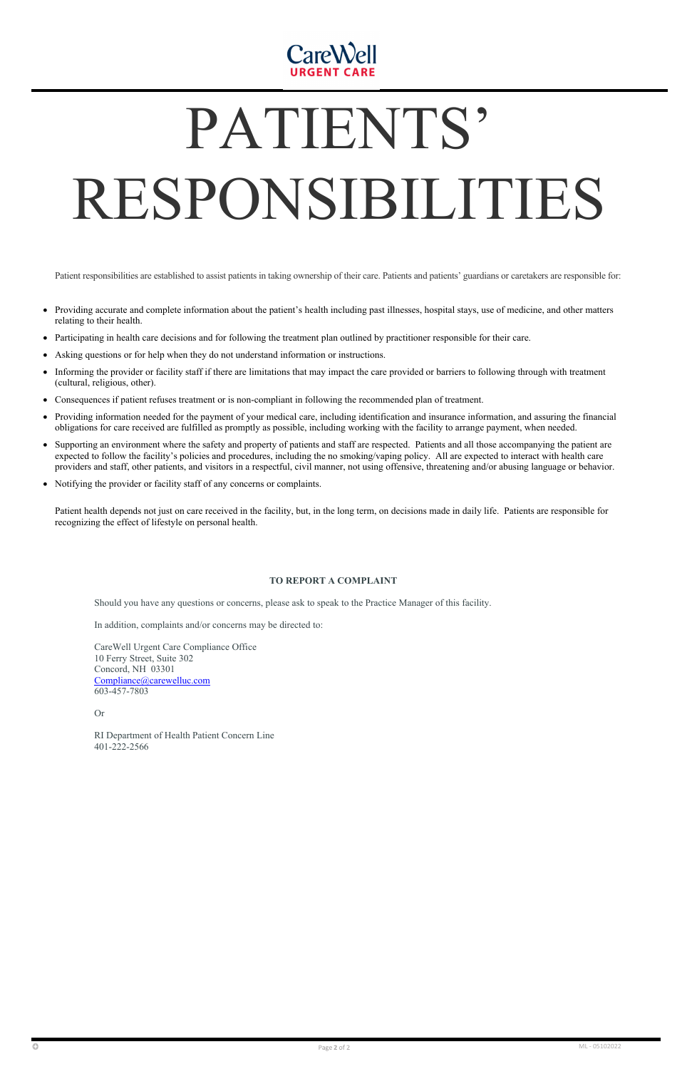CareWell URGENT CARE

# PATIENTS' RESPONSIBILITIES

Patient responsibilities are established to assist patients in taking ownership of their care. Patients and patients' guardians or caretakers are responsible for:

- Providing accurate and complete information about the patient's health including past illnesses, hospital stays, use of medicine, and other matters relating to their health.
- Participating in health care decisions and for following the treatment plan outlined by practitioner responsible for their care.
- Asking questions or for help when they do not understand information or instructions.
- Informing the provider or facility staff if there are limitations that may impact the care provided or barriers to following through with treatment (cultural, religious, other).
- Consequences if patient refuses treatment or is non-compliant in following the recommended plan of treatment.
- Providing information needed for the payment of your medical care, including identification and insurance information, and assuring the financial obligations for care received are fulfilled as promptly as possible, including working with the facility to arrange payment, when needed.
- Supporting an environment where the safety and property of patients and staff are respected. Patients and all those accompanying the patient are expected to follow the facility's policies and procedures, including the no smoking/vaping policy. All are expected to interact with health care providers and staff, other patients, and visitors in a respectful, civil manner, not using offensive, threatening and/or abusing language or behavior.
- Notifying the provider or facility staff of any concerns or complaints.

Patient health depends not just on care received in the facility, but, in the long term, on decisions made in daily life. Patients are responsible for recognizing the effect of lifestyle on personal health.

**TO REPORT A COMPLAINT**

Should you have any questions or concerns, please ask to speak to the Practice Manager of this facility.

In addition, complaints and/or concerns may be directed to:

CareWell Urgent Care Compliance Office
10 Ferry Street, Suite 302
Concord, NH 03301
Compliance@carewelluc.com
603-457-7803

Or

RI Department of Health Patient Concern Line
401-222-2566

ML - 05102022